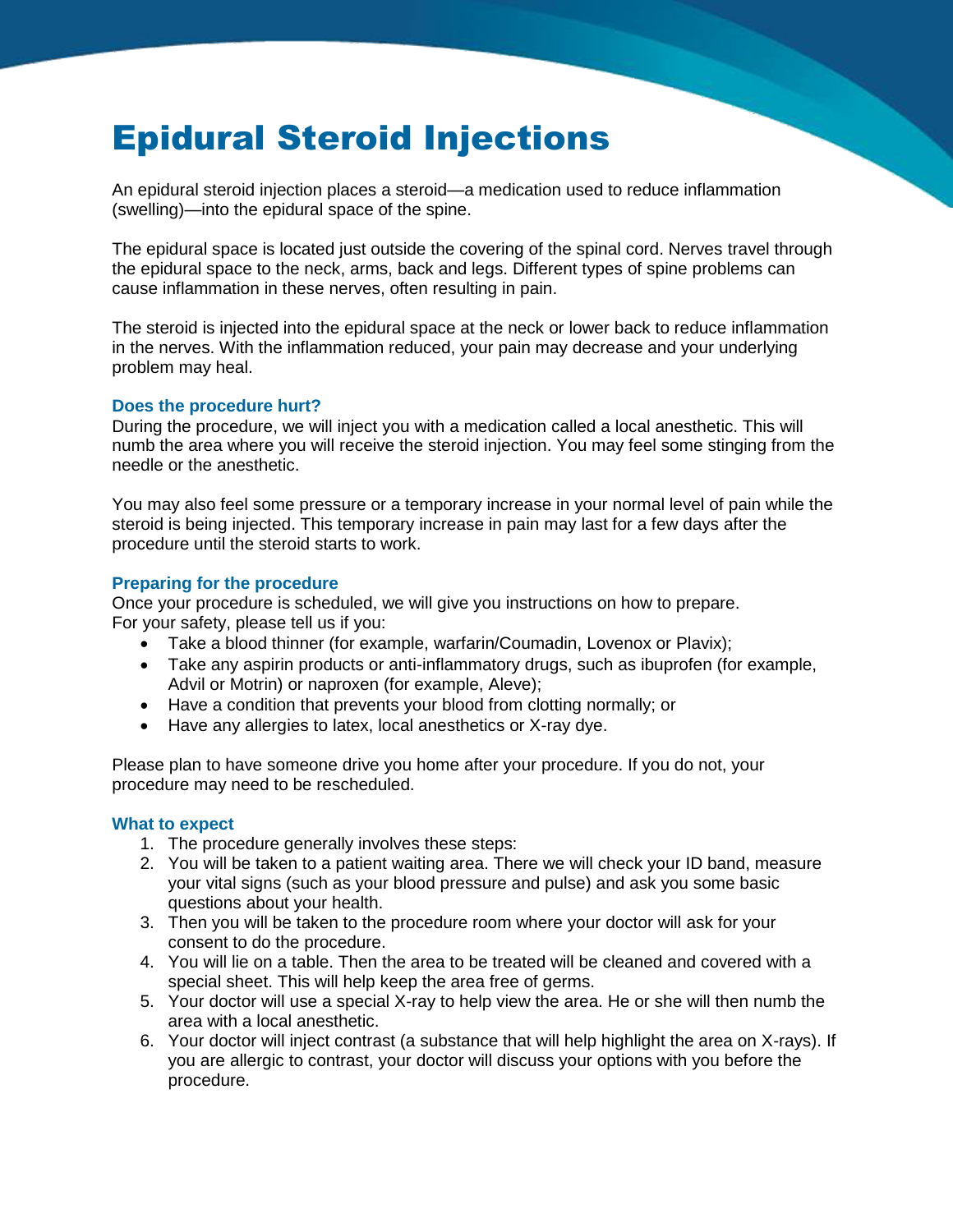# Epidural Steroid Injections

An epidural steroid injection places a steroid—a medication used to reduce inflammation (swelling)—into the epidural space of the spine.

The epidural space is located just outside the covering of the spinal cord. Nerves travel through the epidural space to the neck, arms, back and legs. Different types of spine problems can cause inflammation in these nerves, often resulting in pain.

The steroid is injected into the epidural space at the neck or lower back to reduce inflammation in the nerves. With the inflammation reduced, your pain may decrease and your underlying problem may heal.

### Does the procedure hurt?

During the procedure, we will inject you with a medication called a local anesthetic. This will numb the area where you will receive the steroid injection. You may feel some stinging from the needle or the anesthetic.

You may also feel some pressure or a temporary increase in your normal level of pain while the steroid is being injected. This temporary increase in pain may last for a few days after the procedure until the steroid starts to work.

### Preparing for the procedure

Once your procedure is scheduled, we will give you instructions on how to prepare.
For your safety, please tell us if you:

- Take a blood thinner (for example, warfarin/Coumadin, Lovenox or Plavix);
- Take any aspirin products or anti-inflammatory drugs, such as ibuprofen (for example, Advil or Motrin) or naproxen (for example, Aleve);
- Have a condition that prevents your blood from clotting normally; or
- Have any allergies to latex, local anesthetics or X-ray dye.

Please plan to have someone drive you home after your procedure. If you do not, your procedure may need to be rescheduled.

### What to expect

1. The procedure generally involves these steps:
2. You will be taken to a patient waiting area. There we will check your ID band, measure your vital signs (such as your blood pressure and pulse) and ask you some basic questions about your health.
3. Then you will be taken to the procedure room where your doctor will ask for your consent to do the procedure.
4. You will lie on a table. Then the area to be treated will be cleaned and covered with a special sheet. This will help keep the area free of germs.
5. Your doctor will use a special X-ray to help view the area. He or she will then numb the area with a local anesthetic.
6. Your doctor will inject contrast (a substance that will help highlight the area on X-rays). If you are allergic to contrast, your doctor will discuss your options with you before the procedure.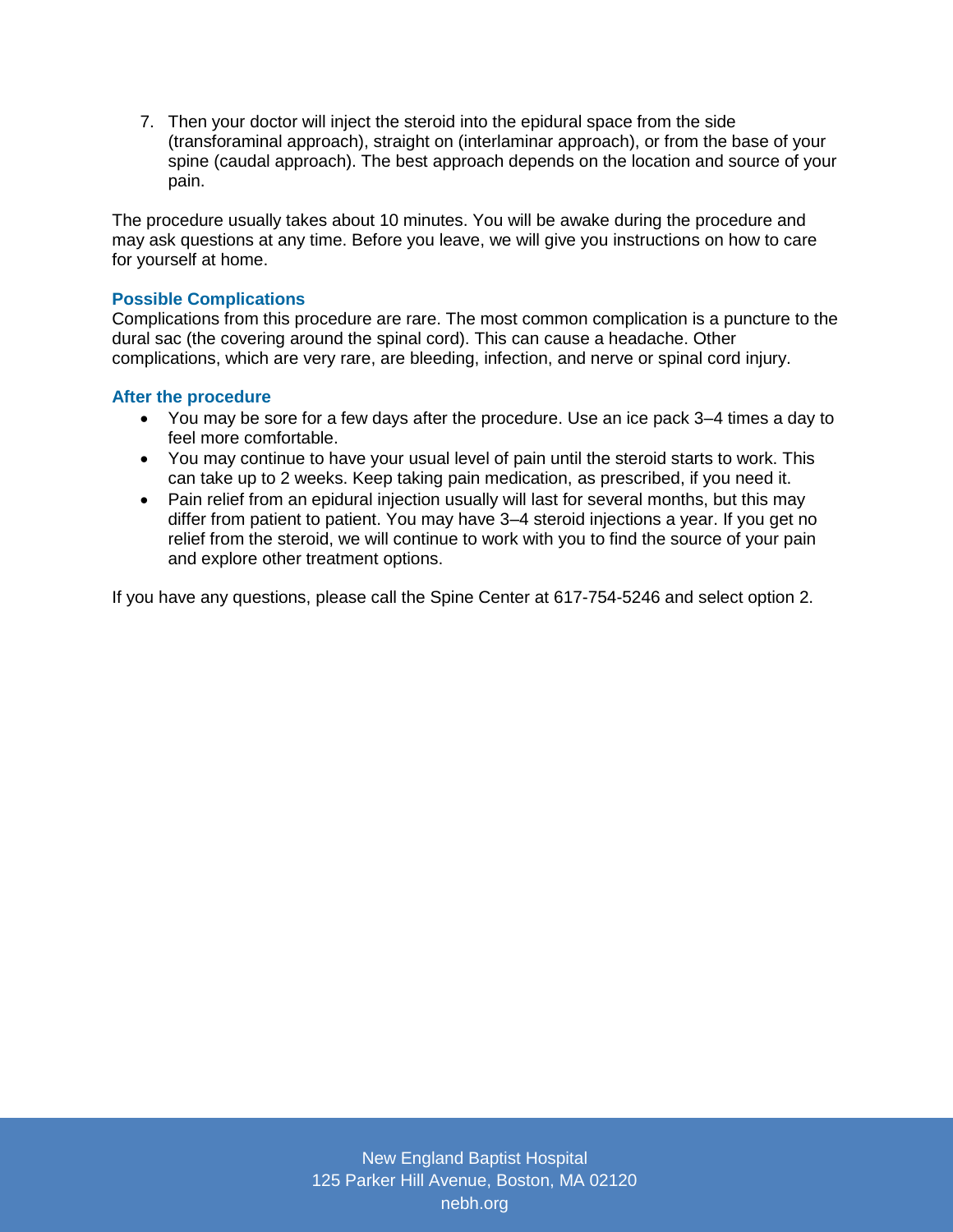7. Then your doctor will inject the steroid into the epidural space from the side (transforaminal approach), straight on (interlaminar approach), or from the base of your spine (caudal approach). The best approach depends on the location and source of your pain.

The procedure usually takes about 10 minutes. You will be awake during the procedure and may ask questions at any time. Before you leave, we will give you instructions on how to care for yourself at home.

### Possible Complications

Complications from this procedure are rare. The most common complication is a puncture to the dural sac (the covering around the spinal cord). This can cause a headache. Other complications, which are very rare, are bleeding, infection, and nerve or spinal cord injury.

### After the procedure

- You may be sore for a few days after the procedure. Use an ice pack 3–4 times a day to feel more comfortable.
- You may continue to have your usual level of pain until the steroid starts to work. This can take up to 2 weeks. Keep taking pain medication, as prescribed, if you need it.
- Pain relief from an epidural injection usually will last for several months, but this may differ from patient to patient. You may have 3–4 steroid injections a year. If you get no relief from the steroid, we will continue to work with you to find the source of your pain and explore other treatment options.

If you have any questions, please call the Spine Center at 617-754-5246 and select option 2.

New England Baptist Hospital
125 Parker Hill Avenue, Boston, MA 02120
nebh.org